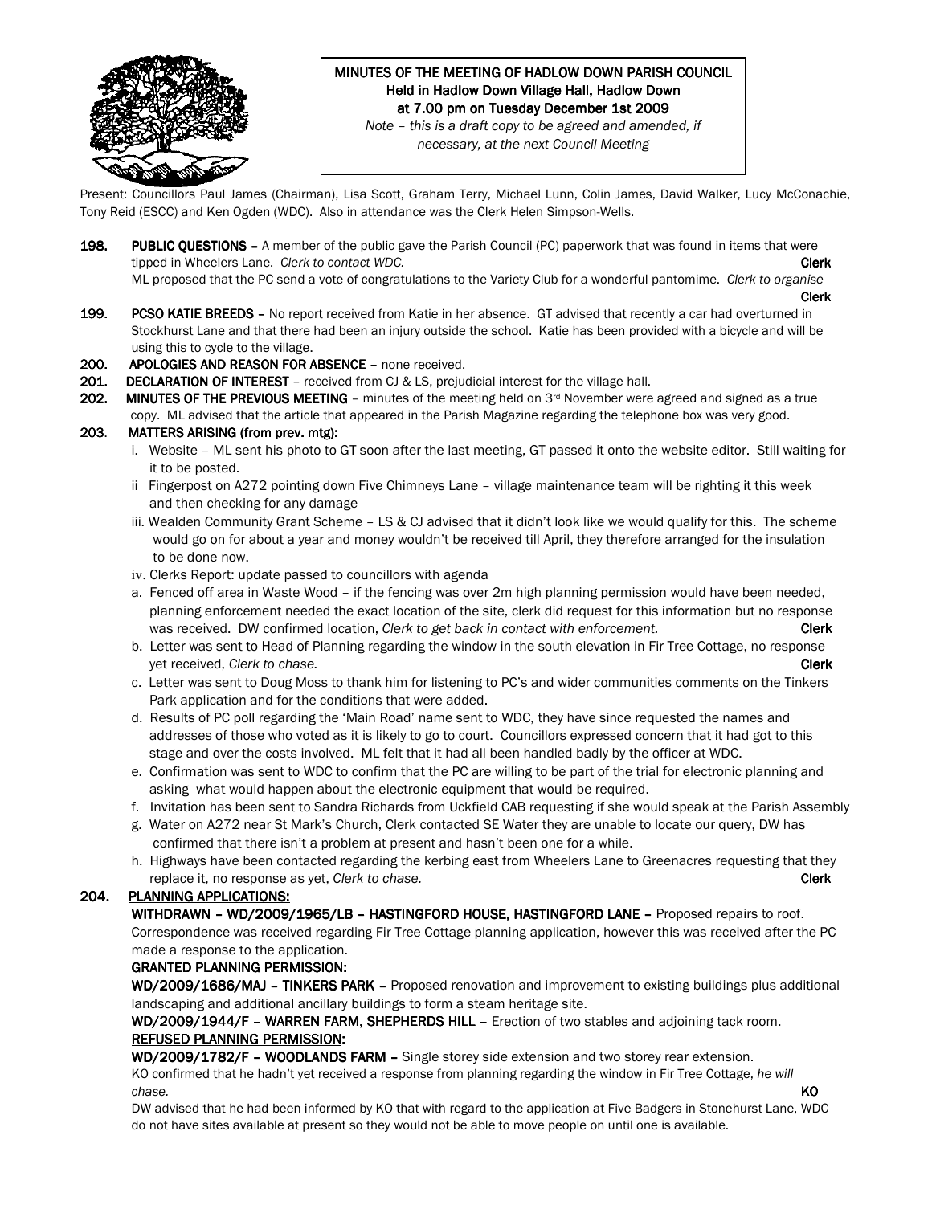**MINUTES OF THE MEETING OF HADLOW DOWN PARISH COUNCIL**
**Held in Hadlow Down Village Hall, Hadlow Down**
**at 7.00 pm on Tuesday December 1st 2009**

*Note – this is a draft copy to be agreed and amended, if necessary, at the next Council Meeting*

Present: Councillors Paul James (Chairman), Lisa Scott, Graham Terry, Michael Lunn, Colin James, David Walker, Lucy McConachie, Tony Reid (ESCC) and Ken Ogden (WDC). Also in attendance was the Clerk Helen Simpson-Wells.

**198. PUBLIC QUESTIONS –** A member of the public gave the Parish Council (PC) paperwork that was found in items that were tipped in Wheelers Lane. *Clerk to contact WDC.* **Clerk**
ML proposed that the PC send a vote of congratulations to the Variety Club for a wonderful pantomime. *Clerk to organise* **Clerk**

**199. PCSO KATIE BREEDS –** No report received from Katie in her absence. GT advised that recently a car had overturned in Stockhurst Lane and that there had been an injury outside the school. Katie has been provided with a bicycle and will be using this to cycle to the village.

**200. APOLOGIES AND REASON FOR ABSENCE –** none received.

**201. DECLARATION OF INTEREST** – received from CJ & LS, prejudicial interest for the village hall.

**202. MINUTES OF THE PREVIOUS MEETING** – minutes of the meeting held on 3rd November were agreed and signed as a true copy. ML advised that the article that appeared in the Parish Magazine regarding the telephone box was very good.

**203. MATTERS ARISING (from prev. mtg):**

i. Website – ML sent his photo to GT soon after the last meeting, GT passed it onto the website editor. Still waiting for it to be posted.

ii Fingerpost on A272 pointing down Five Chimneys Lane – village maintenance team will be righting it this week and then checking for any damage

iii. Wealden Community Grant Scheme – LS & CJ advised that it didn't look like we would qualify for this. The scheme would go on for about a year and money wouldn't be received till April, they therefore arranged for the insulation to be done now.

iv. Clerks Report: update passed to councillors with agenda

a. Fenced off area in Waste Wood – if the fencing was over 2m high planning permission would have been needed, planning enforcement needed the exact location of the site, clerk did request for this information but no response was received. DW confirmed location, *Clerk to get back in contact with enforcement.* **Clerk**

b. Letter was sent to Head of Planning regarding the window in the south elevation in Fir Tree Cottage, no response yet received, *Clerk to chase.* **Clerk**

c. Letter was sent to Doug Moss to thank him for listening to PC's and wider communities comments on the Tinkers Park application and for the conditions that were added.

d. Results of PC poll regarding the 'Main Road' name sent to WDC, they have since requested the names and addresses of those who voted as it is likely to go to court. Councillors expressed concern that it had got to this stage and over the costs involved. ML felt that it had all been handled badly by the officer at WDC.

e. Confirmation was sent to WDC to confirm that the PC are willing to be part of the trial for electronic planning and asking what would happen about the electronic equipment that would be required.

f. Invitation has been sent to Sandra Richards from Uckfield CAB requesting if she would speak at the Parish Assembly

g. Water on A272 near St Mark's Church, Clerk contacted SE Water they are unable to locate our query, DW has confirmed that there isn't a problem at present and hasn't been one for a while.

h. Highways have been contacted regarding the kerbing east from Wheelers Lane to Greenacres requesting that they replace it, no response as yet, *Clerk to chase.* **Clerk**

**204. PLANNING APPLICATIONS:**

**WITHDRAWN – WD/2009/1965/LB – HASTINGFORD HOUSE, HASTINGFORD LANE –** Proposed repairs to roof.
Correspondence was received regarding Fir Tree Cottage planning application, however this was received after the PC made a response to the application.

**GRANTED PLANNING PERMISSION:**

**WD/2009/1686/MAJ – TINKERS PARK –** Proposed renovation and improvement to existing buildings plus additional landscaping and additional ancillary buildings to form a steam heritage site.

**WD/2009/1944/F – WARREN FARM, SHEPHERDS HILL –** Erection of two stables and adjoining tack room.

**REFUSED PLANNING PERMISSION:**

**WD/2009/1782/F – WOODLANDS FARM –** Single storey side extension and two storey rear extension.

KO confirmed that he hadn't yet received a response from planning regarding the window in Fir Tree Cottage, *he will chase.* **KO**

DW advised that he had been informed by KO that with regard to the application at Five Badgers in Stonehurst Lane, WDC do not have sites available at present so they would not be able to move people on until one is available.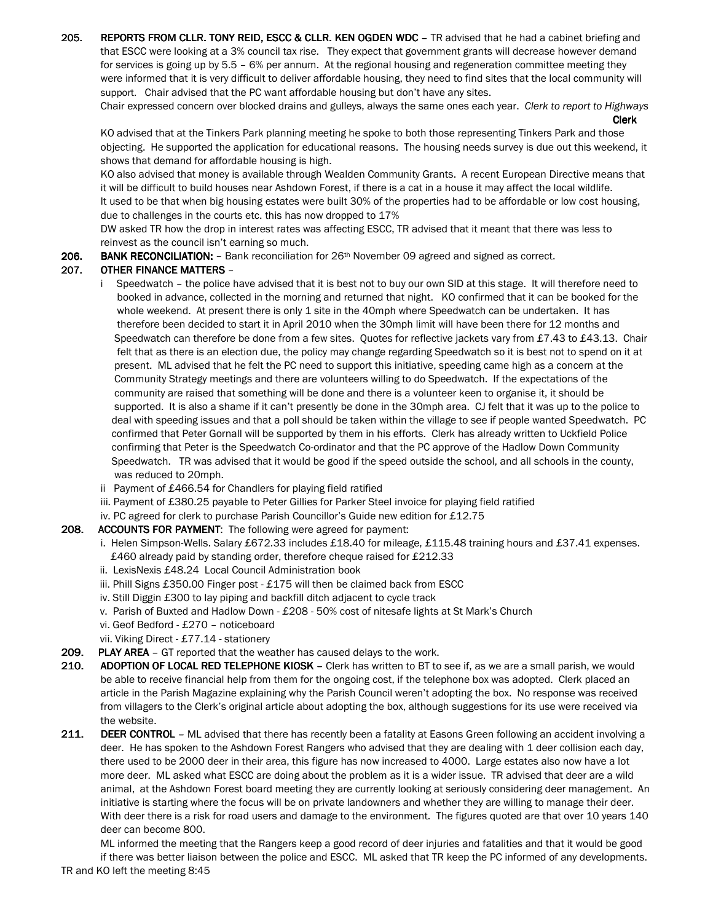**205. REPORTS FROM CLLR. TONY REID, ESCC & CLLR. KEN OGDEN WDC** – TR advised that he had a cabinet briefing and that ESCC were looking at a 3% council tax rise. They expect that government grants will decrease however demand for services is going up by 5.5 – 6% per annum. At the regional housing and regeneration committee meeting they were informed that it is very difficult to deliver affordable housing, they need to find sites that the local community will support. Chair advised that the PC want affordable housing but don't have any sites.

Chair expressed concern over blocked drains and gulleys, always the same ones each year. *Clerk to report to Highways*

**Clerk**

KO advised that at the Tinkers Park planning meeting he spoke to both those representing Tinkers Park and those objecting. He supported the application for educational reasons. The housing needs survey is due out this weekend, it shows that demand for affordable housing is high.

KO also advised that money is available through Wealden Community Grants. A recent European Directive means that it will be difficult to build houses near Ashdown Forest, if there is a cat in a house it may affect the local wildlife. It used to be that when big housing estates were built 30% of the properties had to be affordable or low cost housing, due to challenges in the courts etc. this has now dropped to 17%

DW asked TR how the drop in interest rates was affecting ESCC, TR advised that it meant that there was less to reinvest as the council isn't earning so much.

**206. BANK RECONCILIATION:** – Bank reconciliation for 26th November 09 agreed and signed as correct.

**207. OTHER FINANCE MATTERS** –

i Speedwatch – the police have advised that it is best not to buy our own SID at this stage. It will therefore need to booked in advance, collected in the morning and returned that night. KO confirmed that it can be booked for the whole weekend. At present there is only 1 site in the 40mph where Speedwatch can be undertaken. It has therefore been decided to start it in April 2010 when the 30mph limit will have been there for 12 months and Speedwatch can therefore be done from a few sites. Quotes for reflective jackets vary from £7.43 to £43.13. Chair felt that as there is an election due, the policy may change regarding Speedwatch so it is best not to spend on it at present. ML advised that he felt the PC need to support this initiative, speeding came high as a concern at the Community Strategy meetings and there are volunteers willing to do Speedwatch. If the expectations of the community are raised that something will be done and there is a volunteer keen to organise it, it should be supported. It is also a shame if it can't presently be done in the 30mph area. CJ felt that it was up to the police to deal with speeding issues and that a poll should be taken within the village to see if people wanted Speedwatch. PC confirmed that Peter Gornall will be supported by them in his efforts. Clerk has already written to Uckfield Police confirming that Peter is the Speedwatch Co-ordinator and that the PC approve of the Hadlow Down Community Speedwatch. TR was advised that it would be good if the speed outside the school, and all schools in the county, was reduced to 20mph.

ii Payment of £466.54 for Chandlers for playing field ratified

iii. Payment of £380.25 payable to Peter Gillies for Parker Steel invoice for playing field ratified

iv. PC agreed for clerk to purchase Parish Councillor's Guide new edition for £12.75

**208. ACCOUNTS FOR PAYMENT**: The following were agreed for payment:

i. Helen Simpson-Wells. Salary £672.33 includes £18.40 for mileage, £115.48 training hours and £37.41 expenses. £460 already paid by standing order, therefore cheque raised for £212.33

ii. LexisNexis £48.24 Local Council Administration book

iii. Phill Signs £350.00 Finger post - £175 will then be claimed back from ESCC

iv. Still Diggin £300 to lay piping and backfill ditch adjacent to cycle track

v. Parish of Buxted and Hadlow Down - £208 - 50% cost of nitesafe lights at St Mark's Church

vi. Geof Bedford - £270 – noticeboard

vii. Viking Direct - £77.14 - stationery

**209. PLAY AREA** – GT reported that the weather has caused delays to the work.

**210. ADOPTION OF LOCAL RED TELEPHONE KIOSK** – Clerk has written to BT to see if, as we are a small parish, we would be able to receive financial help from them for the ongoing cost, if the telephone box was adopted. Clerk placed an article in the Parish Magazine explaining why the Parish Council weren't adopting the box. No response was received from villagers to the Clerk's original article about adopting the box, although suggestions for its use were received via the website.

**211. DEER CONTROL** – ML advised that there has recently been a fatality at Easons Green following an accident involving a deer. He has spoken to the Ashdown Forest Rangers who advised that they are dealing with 1 deer collision each day, there used to be 2000 deer in their area, this figure has now increased to 4000. Large estates also now have a lot more deer. ML asked what ESCC are doing about the problem as it is a wider issue. TR advised that deer are a wild animal, at the Ashdown Forest board meeting they are currently looking at seriously considering deer management. An initiative is starting where the focus will be on private landowners and whether they are willing to manage their deer. With deer there is a risk for road users and damage to the environment. The figures quoted are that over 10 years 140 deer can become 800.

ML informed the meeting that the Rangers keep a good record of deer injuries and fatalities and that it would be good if there was better liaison between the police and ESCC. ML asked that TR keep the PC informed of any developments.

TR and KO left the meeting 8:45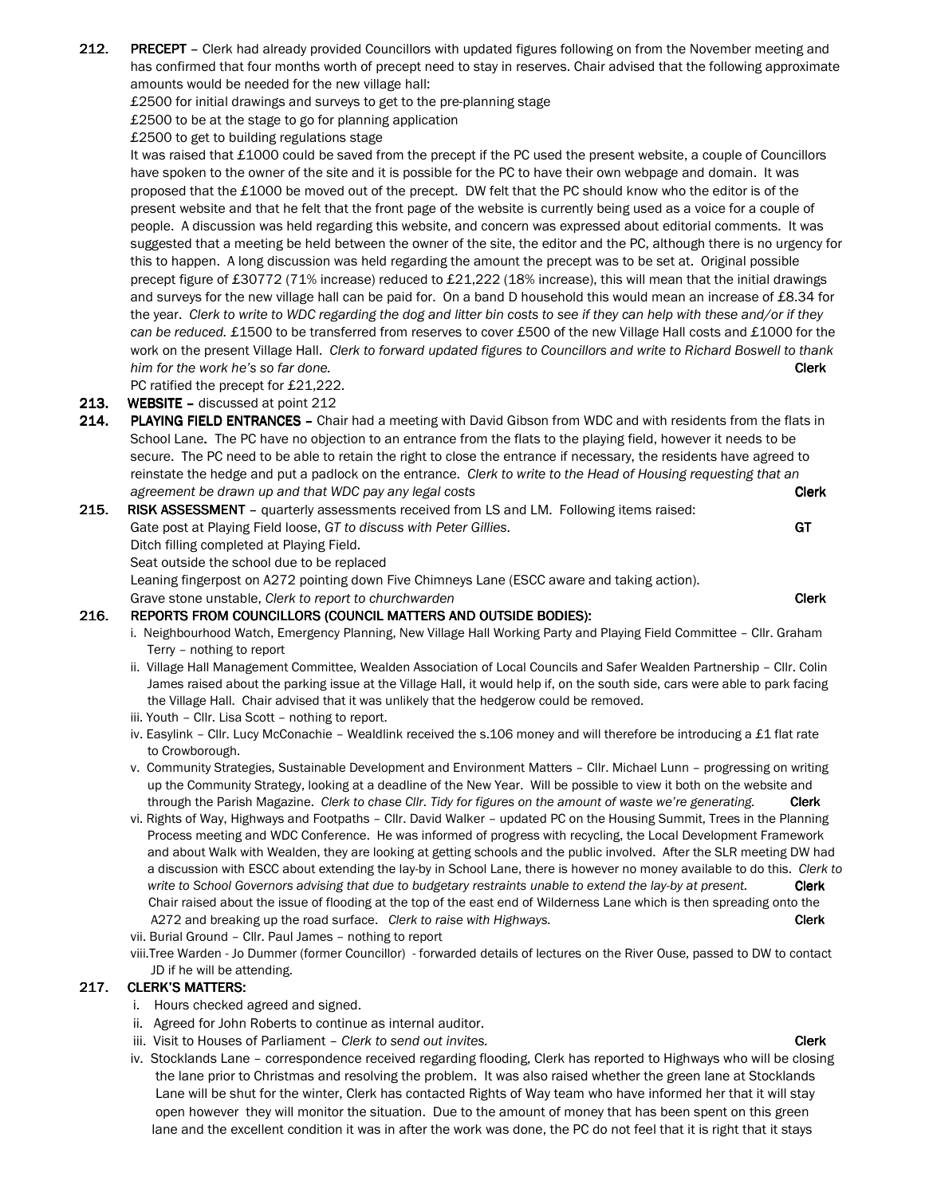**212. PRECEPT** – Clerk had already provided Councillors with updated figures following on from the November meeting and has confirmed that four months worth of precept need to stay in reserves. Chair advised that the following approximate amounts would be needed for the new village hall:

£2500 for initial drawings and surveys to get to the pre-planning stage

£2500 to be at the stage to go for planning application

£2500 to get to building regulations stage

It was raised that £1000 could be saved from the precept if the PC used the present website, a couple of Councillors have spoken to the owner of the site and it is possible for the PC to have their own webpage and domain. It was proposed that the £1000 be moved out of the precept. DW felt that the PC should know who the editor is of the present website and that he felt that the front page of the website is currently being used as a voice for a couple of people. A discussion was held regarding this website, and concern was expressed about editorial comments. It was suggested that a meeting be held between the owner of the site, the editor and the PC, although there is no urgency for this to happen. A long discussion was held regarding the amount the precept was to be set at. Original possible precept figure of £30772 (71% increase) reduced to £21,222 (18% increase), this will mean that the initial drawings and surveys for the new village hall can be paid for. On a band D household this would mean an increase of £8.34 for the year. *Clerk to write to WDC regarding the dog and litter bin costs to see if they can help with these and/or if they can be reduced.* £1500 to be transferred from reserves to cover £500 of the new Village Hall costs and £1000 for the work on the present Village Hall. *Clerk to forward updated figures to Councillors and write to Richard Boswell to thank him for the work he's so far done.* **Clerk**

PC ratified the precept for £21,222.

**213. WEBSITE –** discussed at point 212

**214. PLAYING FIELD ENTRANCES –** Chair had a meeting with David Gibson from WDC and with residents from the flats in School Lane. The PC have no objection to an entrance from the flats to the playing field, however it needs to be secure. The PC need to be able to retain the right to close the entrance if necessary, the residents have agreed to reinstate the hedge and put a padlock on the entrance. *Clerk to write to the Head of Housing requesting that an agreement be drawn up and that WDC pay any legal costs* **Clerk**

**215. RISK ASSESSMENT** – quarterly assessments received from LS and LM. Following items raised:

Gate post at Playing Field loose, *GT to discuss with Peter Gillies*. **GT**

Ditch filling completed at Playing Field.

Seat outside the school due to be replaced

Leaning fingerpost on A272 pointing down Five Chimneys Lane (ESCC aware and taking action).

Grave stone unstable, *Clerk to report to churchwarden* **Clerk**

**216. REPORTS FROM COUNCILLORS (COUNCIL MATTERS AND OUTSIDE BODIES):**

i. Neighbourhood Watch, Emergency Planning, New Village Hall Working Party and Playing Field Committee – Cllr. Graham Terry – nothing to report

ii. Village Hall Management Committee, Wealden Association of Local Councils and Safer Wealden Partnership – Cllr. Colin James raised about the parking issue at the Village Hall, it would help if, on the south side, cars were able to park facing the Village Hall. Chair advised that it was unlikely that the hedgerow could be removed.

iii. Youth – Cllr. Lisa Scott – nothing to report.

iv. Easylink – Cllr. Lucy McConachie – Wealdlink received the s.106 money and will therefore be introducing a £1 flat rate to Crowborough.

v. Community Strategies, Sustainable Development and Environment Matters – Cllr. Michael Lunn – progressing on writing up the Community Strategy, looking at a deadline of the New Year. Will be possible to view it both on the website and through the Parish Magazine. *Clerk to chase Cllr. Tidy for figures on the amount of waste we're generating.* **Clerk**

vi. Rights of Way, Highways and Footpaths – Cllr. David Walker – updated PC on the Housing Summit, Trees in the Planning Process meeting and WDC Conference. He was informed of progress with recycling, the Local Development Framework and about Walk with Wealden, they are looking at getting schools and the public involved. After the SLR meeting DW had a discussion with ESCC about extending the lay-by in School Lane, there is however no money available to do this. *Clerk to write to School Governors advising that due to budgetary restraints unable to extend the lay-by at present.* **Clerk**

Chair raised about the issue of flooding at the top of the east end of Wilderness Lane which is then spreading onto the A272 and breaking up the road surface. *Clerk to raise with Highways.* **Clerk**

vii. Burial Ground – Cllr. Paul James – nothing to report

viii. Tree Warden - Jo Dummer (former Councillor) - forwarded details of lectures on the River Ouse, passed to DW to contact JD if he will be attending.

**217. CLERK'S MATTERS:**

i. Hours checked agreed and signed.

ii. Agreed for John Roberts to continue as internal auditor.

iii. Visit to Houses of Parliament – *Clerk to send out invites.* **Clerk**

iv. Stocklands Lane – correspondence received regarding flooding, Clerk has reported to Highways who will be closing the lane prior to Christmas and resolving the problem. It was also raised whether the green lane at Stocklands Lane will be shut for the winter, Clerk has contacted Rights of Way team who have informed her that it will stay open however they will monitor the situation. Due to the amount of money that has been spent on this green lane and the excellent condition it was in after the work was done, the PC do not feel that it is right that it stays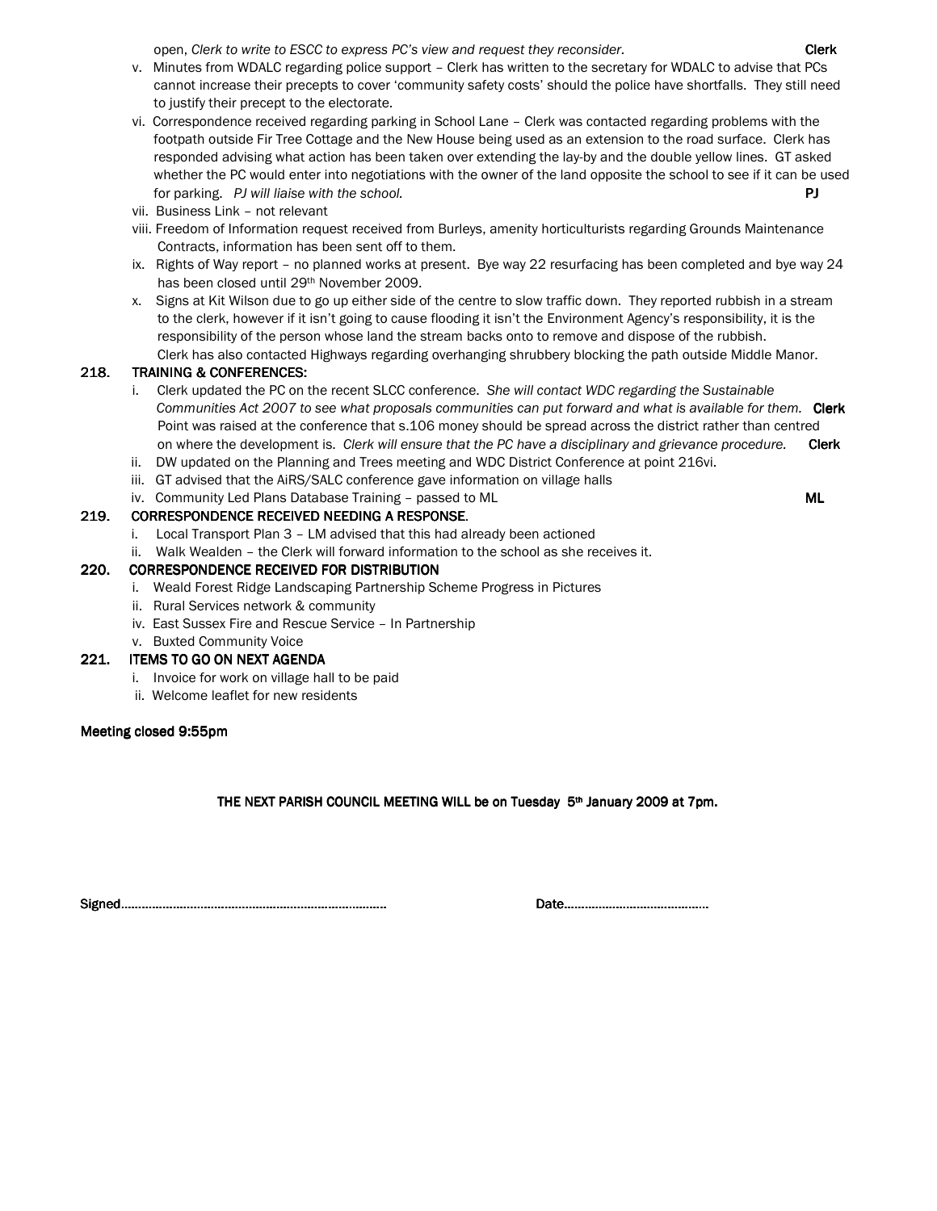open, *Clerk to write to ESCC to express PC's view and request they reconsider.* **Clerk**

v. Minutes from WDALC regarding police support – Clerk has written to the secretary for WDALC to advise that PCs cannot increase their precepts to cover 'community safety costs' should the police have shortfalls. They still need to justify their precept to the electorate.

vi. Correspondence received regarding parking in School Lane – Clerk was contacted regarding problems with the footpath outside Fir Tree Cottage and the New House being used as an extension to the road surface. Clerk has responded advising what action has been taken over extending the lay-by and the double yellow lines. GT asked whether the PC would enter into negotiations with the owner of the land opposite the school to see if it can be used for parking. *PJ will liaise with the school.* **PJ**

vii. Business Link – not relevant

viii. Freedom of Information request received from Burleys, amenity horticulturists regarding Grounds Maintenance Contracts, information has been sent off to them.

ix. Rights of Way report – no planned works at present. Bye way 22 resurfacing has been completed and bye way 24 has been closed until 29th November 2009.

x. Signs at Kit Wilson due to go up either side of the centre to slow traffic down. They reported rubbish in a stream to the clerk, however if it isn't going to cause flooding it isn't the Environment Agency's responsibility, it is the responsibility of the person whose land the stream backs onto to remove and dispose of the rubbish. Clerk has also contacted Highways regarding overhanging shrubbery blocking the path outside Middle Manor.

**218. TRAINING & CONFERENCES:**

i. Clerk updated the PC on the recent SLCC conference. *She will contact WDC regarding the Sustainable Communities Act 2007 to see what proposals communities can put forward and what is available for them.* **Clerk** Point was raised at the conference that s.106 money should be spread across the district rather than centred on where the development is. *Clerk will ensure that the PC have a disciplinary and grievance procedure.* **Clerk**

ii. DW updated on the Planning and Trees meeting and WDC District Conference at point 216vi.

iii. GT advised that the AiRS/SALC conference gave information on village halls

iv. Community Led Plans Database Training – passed to ML **ML**

**219. CORRESPONDENCE RECEIVED NEEDING A RESPONSE.**

i. Local Transport Plan 3 – LM advised that this had already been actioned

ii. Walk Wealden – the Clerk will forward information to the school as she receives it.

**220. CORRESPONDENCE RECEIVED FOR DISTRIBUTION**

i. Weald Forest Ridge Landscaping Partnership Scheme Progress in Pictures

ii. Rural Services network & community

iv. East Sussex Fire and Rescue Service – In Partnership

v. Buxted Community Voice

**221. ITEMS TO GO ON NEXT AGENDA**

i. Invoice for work on village hall to be paid

ii. Welcome leaflet for new residents

**Meeting closed 9:55pm**

**THE NEXT PARISH COUNCIL MEETING WILL be on Tuesday 5th January 2009 at 7pm.**

Signed……………………………………………………………… Date……………………………………